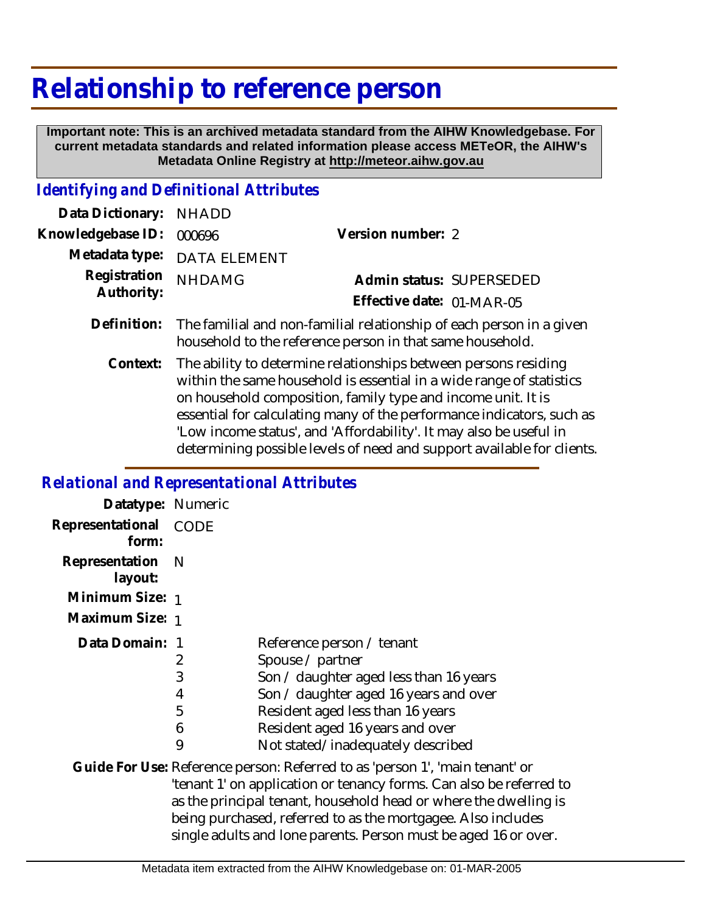# Relationship to reference person

**Important note: This is an archived metadata standard from the AIHW Knowledgebase. For current metadata standards and related information please access METeOR, the AIHW's Metadata Online Registry at http://meteor.aihw.gov.au**

## *Identifying and Definitional Attributes*

| | | | |
|---|---|---|---|
| **Data Dictionary:** | NHADD | | |
| **Knowledgebase ID:** | 000696 | **Version number:** | 2 |
| **Metadata type:** | DATA ELEMENT | | |
| **Registration Authority:** | NHDAMG | **Admin status:** | SUPERSEDED |
| | | **Effective date:** | 01-MAR-05 |

**Definition:** The familial and non-familial relationship of each person in a given household to the reference person in that same household.

**Context:** The ability to determine relationships between persons residing within the same household is essential in a wide range of statistics on household composition, family type and income unit. It is essential for calculating many of the performance indicators, such as 'Low income status', and 'Affordability'. It may also be useful in determining possible levels of need and support available for clients.

## *Relational and Representational Attributes*

**Datatype:** Numeric

**Representational form:** CODE

**Representation layout:** N

**Minimum Size:** 1

**Maximum Size:** 1

**Data Domain:**

| Code | Description |
|---|---|
| 1 | Reference person / tenant |
| 2 | Spouse / partner |
| 3 | Son / daughter aged less than 16 years |
| 4 | Son / daughter aged 16 years and over |
| 5 | Resident aged less than 16 years |
| 6 | Resident aged 16 years and over |
| 9 | Not stated/inadequately described |

**Guide For Use:** Reference person: Referred to as 'person 1', 'main tenant' or 'tenant 1' on application or tenancy forms. Can also be referred to as the principal tenant, household head or where the dwelling is being purchased, referred to as the mortgagee. Also includes single adults and lone parents. Person must be aged 16 or over.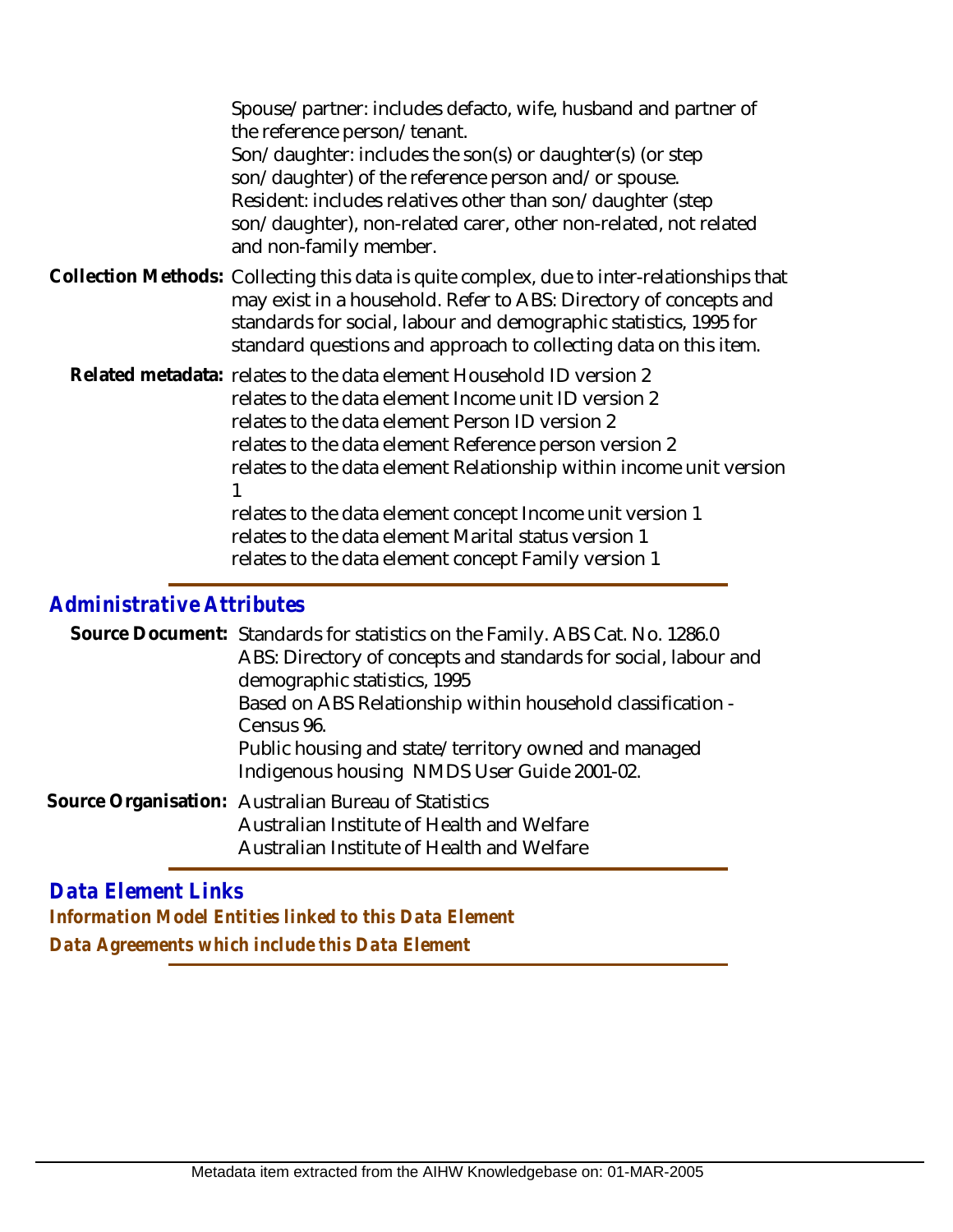Spouse/partner: includes defacto, wife, husband and partner of the reference person/tenant.
Son/daughter: includes the son(s) or daughter(s) (or step son/daughter) of the reference person and/or spouse.
Resident: includes relatives other than son/daughter (step son/daughter), non-related carer, other non-related, not related and non-family member.

**Collection Methods:** Collecting this data is quite complex, due to inter-relationships that may exist in a household. Refer to ABS: Directory of concepts and standards for social, labour and demographic statistics, 1995 for standard questions and approach to collecting data on this item.

**Related metadata:** relates to the data element Household ID version 2
relates to the data element Income unit ID version 2
relates to the data element Person ID version 2
relates to the data element Reference person version 2
relates to the data element Relationship within income unit version 1
relates to the data element concept Income unit version 1
relates to the data element Marital status version 1
relates to the data element concept Family version 1

## Administrative Attributes

**Source Document:** Standards for statistics on the Family. ABS Cat. No. 1286.0
ABS: Directory of concepts and standards for social, labour and demographic statistics, 1995
Based on ABS Relationship within household classification - Census 96.
Public housing and state/territory owned and managed Indigenous housing NMDS User Guide 2001-02.

**Source Organisation:** Australian Bureau of Statistics
Australian Institute of Health and Welfare
Australian Institute of Health and Welfare

## Data Element Links

### Information Model Entities linked to this Data Element

### Data Agreements which include this Data Element

Metadata item extracted from the AIHW Knowledgebase on: 01-MAR-2005